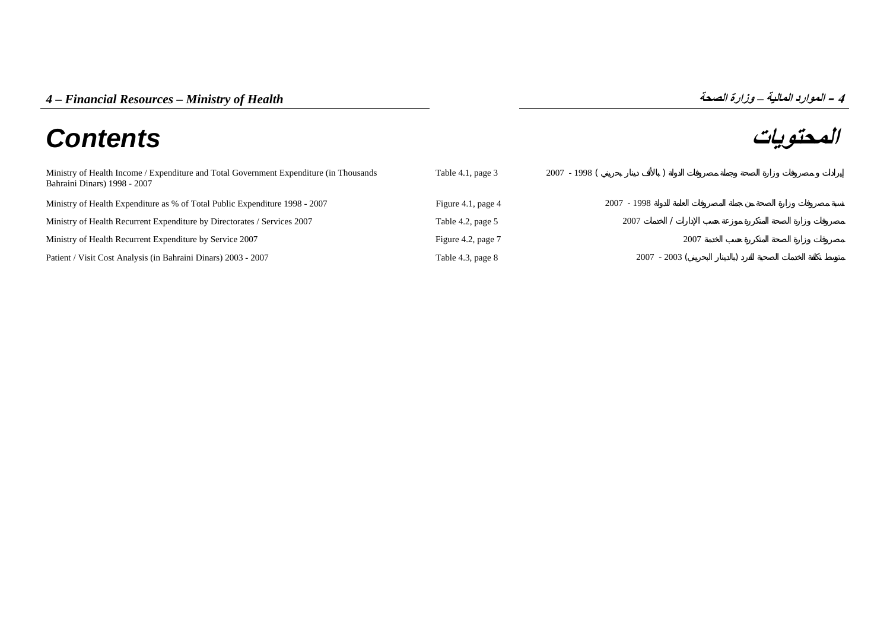*4 – Financial Resources – Ministry of Health*

*4 – الموارد المالية – وزارة الصحة*

# Contents

# المحتويات

| | | |
|---|---|---|
| Ministry of Health Income / Expenditure and Total Government Expenditure (in Thousands Bahraini Dinars) 1998 - 2007 | Table 4.1, page 3 | إيرادات و مصروفات وزارة الصحة وجملة مصروفات الدولة ( بالألف دينار بحريني ) 1998 - 2007 |
| Ministry of Health Expenditure as % of Total Public Expenditure 1998 - 2007 | Figure 4.1, page 4 | نسبة مصروفات وزارة الصحة من جملة المصروفات العامة للدولة 1998 - 2007 |
| Ministry of Health Recurrent Expenditure by Directorates / Services 2007 | Table 4.2, page 5 | مصروفات وزارة الصحة المتكررة موزعة حسب الإدارات / الخدمات 2007 |
| Ministry of Health Recurrent Expenditure by Service 2007 | Figure 4.2, page 7 | مصروفات وزارة الصحة المتكررة حسب الخدمة 2007 |
| Patient / Visit Cost Analysis (in Bahraini Dinars) 2003 - 2007 | Table 4.3, page 8 | متوسط تكلفة الخدمات الصحية للفرد (بالدينار البحريني) 2003 - 2007 |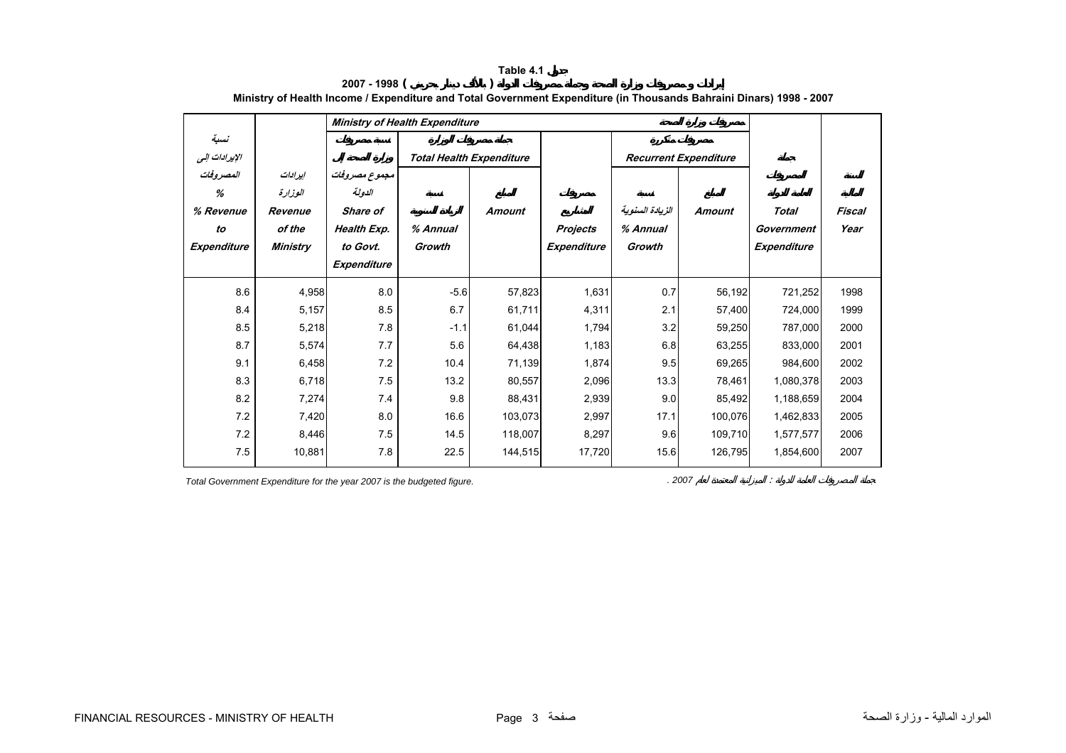# Table 4.1 جدول

## إيرادات ومصروفات وزارة الصحة وجملة مصروفات الدولة ( بالألف دينار بحريني ) 1998 - 2007

## Ministry of Health Income / Expenditure and Total Government Expenditure (in Thousands Bahraini Dinars) 1998 - 2007

| نسبة الإيرادات إلى المصروفات % *% Revenue to Expenditure* | إيرادات الوزارة *Revenue of the Ministry* | *Ministry of Health Expenditure* مصروفات وزارة الصحة | | | | | | جملة المصروفات العامة للدولة *Total Government Expenditure* | السنة المالية *Fiscal Year* |
|---|---|---|---|---|---|---|---|---|---|
| | | نسبة مصروفات وزارة الصحة إلى مجموع مصروفات الدولة *Share of Health Exp. to Govt. Expenditure* | جملة مصروفات الوزارة *Total Health Expenditure* | | مصروفات المشاريع *Projects Expenditure* | مصروفات متكررة *Recurrent Expenditure* | | | |
| | | | نسبة الزيادة السنوية *% Annual Growth* | المبلغ *Amount* | | نسبة الزيادة السنوية *% Annual Growth* | المبلغ *Amount* | | |
| 8.6 | 4,958 | 8.0 | -5.6 | 57,823 | 1,631 | 0.7 | 56,192 | 721,252 | 1998 |
| 8.4 | 5,157 | 8.5 | 6.7 | 61,711 | 4,311 | 2.1 | 57,400 | 724,000 | 1999 |
| 8.5 | 5,218 | 7.8 | -1.1 | 61,044 | 1,794 | 3.2 | 59,250 | 787,000 | 2000 |
| 8.7 | 5,574 | 7.7 | 5.6 | 64,438 | 1,183 | 6.8 | 63,255 | 833,000 | 2001 |
| 9.1 | 6,458 | 7.2 | 10.4 | 71,139 | 1,874 | 9.5 | 69,265 | 984,600 | 2002 |
| 8.3 | 6,718 | 7.5 | 13.2 | 80,557 | 2,096 | 13.3 | 78,461 | 1,080,378 | 2003 |
| 8.2 | 7,274 | 7.4 | 9.8 | 88,431 | 2,939 | 9.0 | 85,492 | 1,188,659 | 2004 |
| 7.2 | 7,420 | 8.0 | 16.6 | 103,073 | 2,997 | 17.1 | 100,076 | 1,462,833 | 2005 |
| 7.2 | 8,446 | 7.5 | 14.5 | 118,007 | 8,297 | 9.6 | 109,710 | 1,577,577 | 2006 |
| 7.5 | 10,881 | 7.8 | 22.5 | 144,515 | 17,720 | 15.6 | 126,795 | 1,854,600 | 2007 |

*Total Government Expenditure for the year 2007 is the budgeted figure.*

جملة المصروفات العامة للدولة : الميزانية المعتمدة لعام 2007 .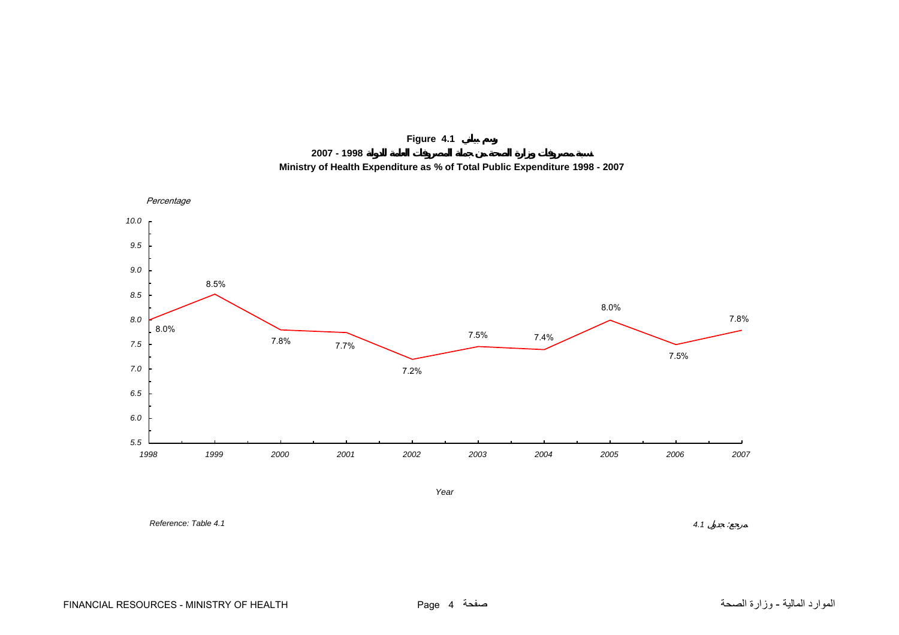**Figure 4.1 رسم بياني**

**نسبة مصروفات وزارة الصحة من جملة المصروفات العامة للدولة 1998 - 2007**

**Ministry of Health Expenditure as % of Total Public Expenditure 1998 - 2007**

*Percentage*

| Year | Percentage |
|---|---|
| 1998 | 8.0% |
| 1999 | 8.5% |
| 2000 | 7.8% |
| 2001 | 7.7% |
| 2002 | 7.2% |
| 2003 | 7.5% |
| 2004 | 7.4% |
| 2005 | 8.0% |
| 2006 | 7.5% |
| 2007 | 7.8% |

*Year*

*Reference: Table 4.1* مرجع: جدول *4.1*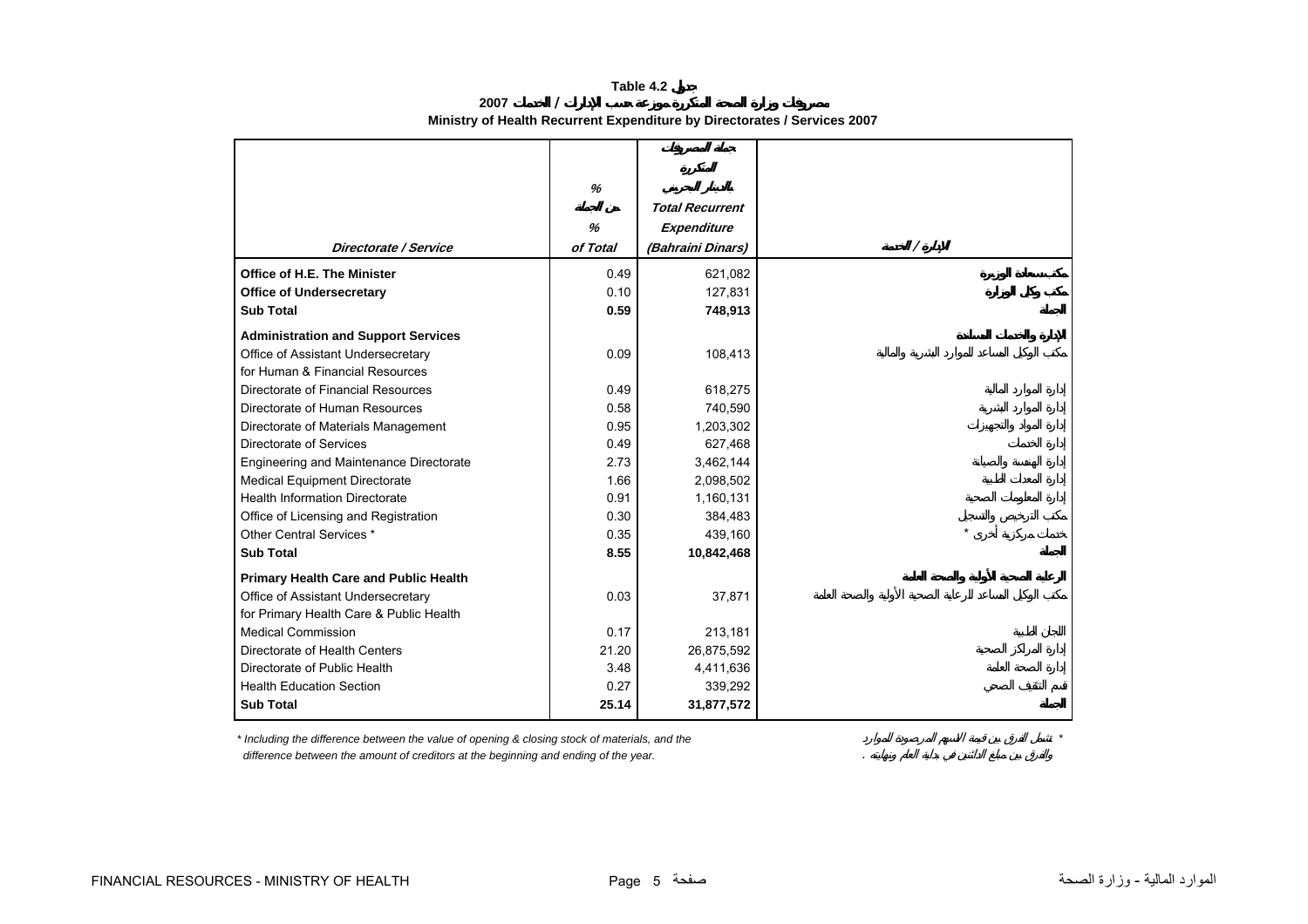**Table 4.2 جدول**

**مصروفات وزارة الصحة المتكررة موزعة حسب الإدارات / الخدمات 2007**

**Ministry of Health Recurrent Expenditure by Directorates / Services 2007**

| Directorate / Service | % من الجملة % of Total | جملة المصروفات المتكررة بالدينار البحريني Total Recurrent Expenditure (Bahraini Dinars) | الإدارة / الخدمة |
|---|---|---|---|
| **Office of H.E. The Minister** | 0.49 | 621,082 | مكتب سعادة الوزيرة |
| **Office of Undersecretary** | 0.10 | 127,831 | مكتب وكيل الوزارة |
| **Sub Total** | **0.59** | **748,913** | **الجملة** |
| **Administration and Support Services** | | | **الإدارة والخدمات المساندة** |
| Office of Assistant Undersecretary for Human & Financial Resources | 0.09 | 108,413 | مكتب الوكيل المساعد للموارد البشرية والمالية |
| Directorate of Financial Resources | 0.49 | 618,275 | إدارة الموارد المالية |
| Directorate of Human Resources | 0.58 | 740,590 | إدارة الموارد البشرية |
| Directorate of Materials Management | 0.95 | 1,203,302 | إدارة المواد والتجهيزات |
| Directorate of Services | 0.49 | 627,468 | إدارة الخدمات |
| Engineering and Maintenance Directorate | 2.73 | 3,462,144 | إدارة الهندسة والصيانة |
| Medical Equipment Directorate | 1.66 | 2,098,502 | إدارة المعدات الطبية |
| Health Information Directorate | 0.91 | 1,160,131 | إدارة المعلومات الصحية |
| Office of Licensing and Registration | 0.30 | 384,483 | مكتب الترخيص والتسجيل |
| Other Central Services * | 0.35 | 439,160 | خدمات مركزية أخرى * |
| **Sub Total** | **8.55** | **10,842,468** | **الجملة** |
| **Primary Health Care and Public Health** | | | **الرعاية الصحية الأولية والصحة العامة** |
| Office of Assistant Undersecretary for Primary Health Care & Public Health | 0.03 | 37,871 | مكتب الوكيل المساعد للرعاية الصحية الأولية والصحة العامة |
| Medical Commission | 0.17 | 213,181 | اللجان الطبية |
| Directorate of Health Centers | 21.20 | 26,875,592 | إدارة المراكز الصحية |
| Directorate of Public Health | 3.48 | 4,411,636 | إدارة الصحة العامة |
| Health Education Section | 0.27 | 339,292 | قسم التثقيف الصحي |
| **Sub Total** | **25.14** | **31,877,572** | **الجملة** |

*\* Including the difference between the value of opening & closing stock of materials, and the difference between the amount of creditors at the beginning and ending of the year.*

\* تشمل الفرق بين قيمة الأسهم المرصودة للموارد والفرق بين مبلغ الدائنين في بداية العام ونهايته .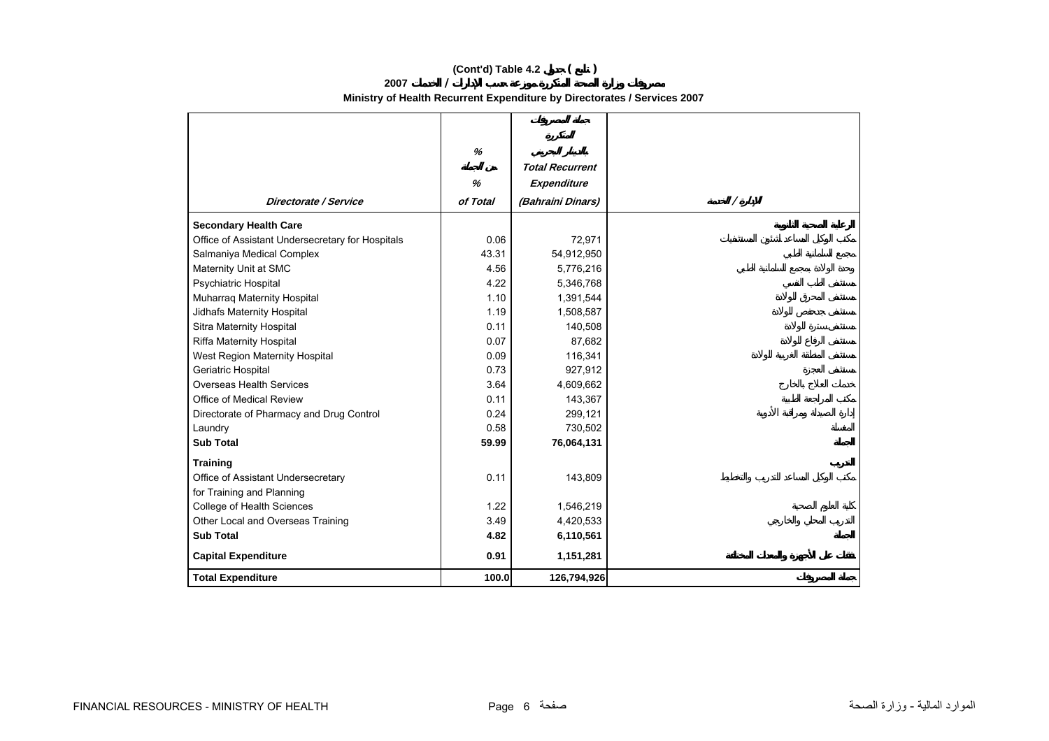# (Cont'd) Table 4.2 جدول ( تابع )

## مصروفات وزارة الصحة المتكررة موزعة حسب الإدارات / الخدمات 2007

## Ministry of Health Recurrent Expenditure by Directorates / Services 2007

| Directorate / Service | % من الجملة % of Total | جملة المصروفات المتكررة بالدينار البحريني Total Recurrent Expenditure (Bahraini Dinars) | الإدارة / الخدمة |
|---|---|---|---|
| **Secondary Health Care** | | | **الرعاية الصحية الثانوية** |
| Office of Assistant Undersecretary for Hospitals | 0.06 | 72,971 | مكتب الوكيل المساعد لشئون المستشفيات |
| Salmaniya Medical Complex | 43.31 | 54,912,950 | مجمع السلمانية الطبي |
| Maternity Unit at SMC | 4.56 | 5,776,216 | وحدة الولادة بمجمع السلمانية الطبي |
| Psychiatric Hospital | 4.22 | 5,346,768 | مستشفى الطب النفسي |
| Muharraq Maternity Hospital | 1.10 | 1,391,544 | مستشفى المحرق للولادة |
| Jidhafs Maternity Hospital | 1.19 | 1,508,587 | مستشفى جدحفص للولادة |
| Sitra Maternity Hospital | 0.11 | 140,508 | مستشفى سترة للولادة |
| Riffa Maternity Hospital | 0.07 | 87,682 | مستشفى الرفاع للولادة |
| West Region Maternity Hospital | 0.09 | 116,341 | مستشفى المنطقة الغربية للولادة |
| Geriatric Hospital | 0.73 | 927,912 | مستشفى العجزة |
| Overseas Health Services | 3.64 | 4,609,662 | خدمات العلاج بالخارج |
| Office of Medical Review | 0.11 | 143,367 | مكتب المراجعة الطبية |
| Directorate of Pharmacy and Drug Control | 0.24 | 299,121 | إدارة الصيدلة ومراقبة الأدوية |
| Laundry | 0.58 | 730,502 | المغسلة |
| **Sub Total** | **59.99** | **76,064,131** | **الجملة** |
| **Training** | | | **التدريب** |
| Office of Assistant Undersecretary for Training and Planning | 0.11 | 143,809 | مكتب الوكيل المساعد للتدريب والتخطيط |
| College of Health Sciences | 1.22 | 1,546,219 | كلية العلوم الصحية |
| Other Local and Overseas Training | 3.49 | 4,420,533 | التدريب المحلي والخارجي |
| **Sub Total** | **4.82** | **6,110,561** | **الجملة** |
| **Capital Expenditure** | **0.91** | **1,151,281** | **نفقات على الأجهزة والمعدات المختلفة** |
| **Total Expenditure** | **100.0** | **126,794,926** | **جملة المصروفات** |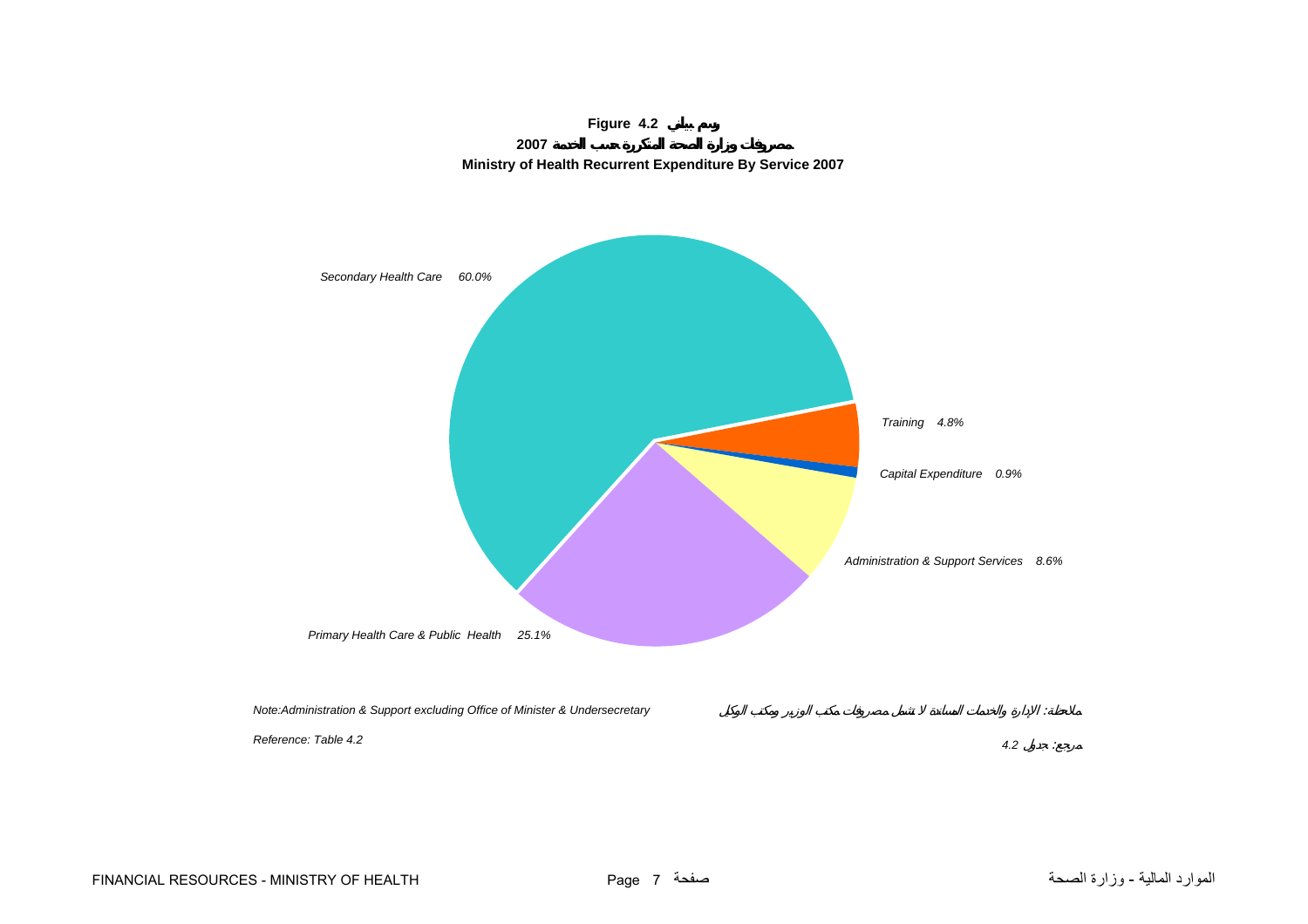**Figure 4.2 رسم بياني**

**مصروفات وزارة الصحة المتكررة حسب الخدمة 2007**

**Ministry of Health Recurrent Expenditure By Service 2007**

*Secondary Health Care 60.0%*

*Training 4.8%*

*Capital Expenditure 0.9%*

*Administration & Support Services 8.6%*

*Primary Health Care & Public Health 25.1%*

*Note:Administration & Support excluding Office of Minister & Undersecretary*

*ملاحظة: الإدارة والخدمات المساندة لا تشمل مصروفات مكتب الوزير ومكتب الوكيل*

*Reference: Table 4.2*

*مرجع: جدول 4.2*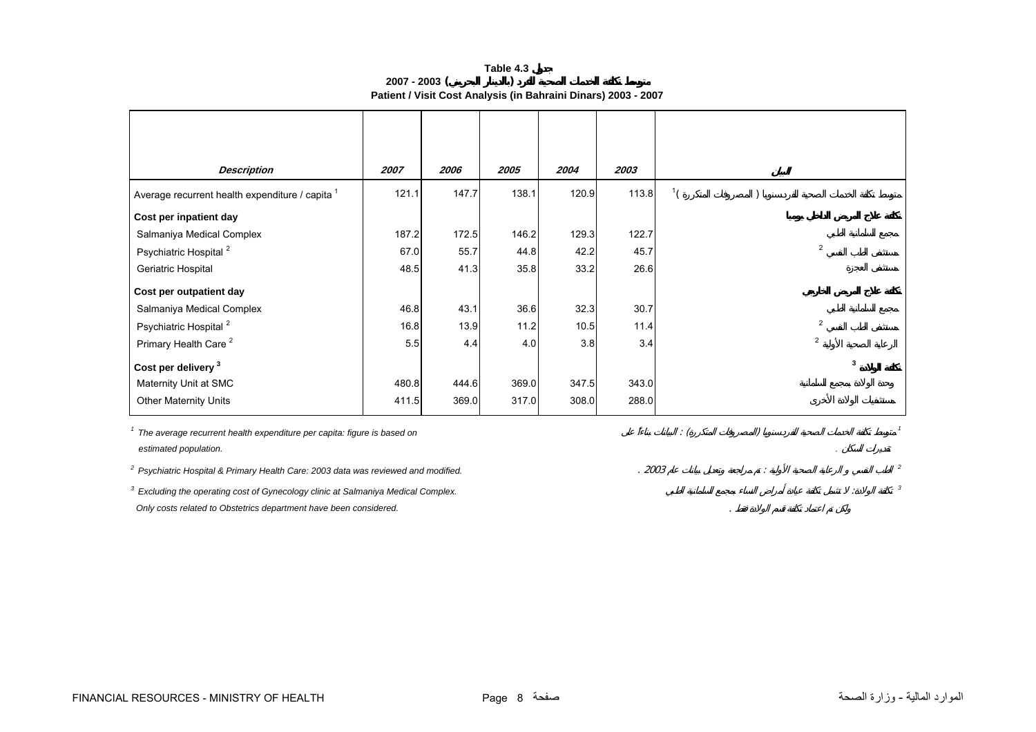**Table 4.3 جدول**

**متوسط تكلفة الخدمات الصحية للفرد (بالدينار البحريني) 2003 - 2007**

**Patient / Visit Cost Analysis (in Bahraini Dinars) 2003 - 2007**

| *Description* | *2007* | *2006* | *2005* | *2004* | *2003* | البيان |
|---|---|---|---|---|---|---|
| Average recurrent health expenditure / capita [1] | 121.1 | 147.7 | 138.1 | 120.9 | 113.8 | متوسط تكلفة الخدمات الصحية للفرد سنويا ( المصروفات المتكررة ) [1] |
| **Cost per inpatient day** | | | | | | **تكلفة علاج المريض الداخلي يوميا** |
| Salmaniya Medical Complex | 187.2 | 172.5 | 146.2 | 129.3 | 122.7 | مجمع السلمانية الطبي |
| Psychiatric Hospital [2] | 67.0 | 55.7 | 44.8 | 42.2 | 45.7 | مستشفى الطب النفسي [2] |
| Geriatric Hospital | 48.5 | 41.3 | 35.8 | 33.2 | 26.6 | مستشفى العجزة |
| **Cost per outpatient day** | | | | | | **تكلفة علاج المريض الخارجي يوميا** |
| Salmaniya Medical Complex | 46.8 | 43.1 | 36.6 | 32.3 | 30.7 | مجمع السلمانية الطبي |
| Psychiatric Hospital [2] | 16.8 | 13.9 | 11.2 | 10.5 | 11.4 | مستشفى الطب النفسي [2] |
| Primary Health Care [2] | 5.5 | 4.4 | 4.0 | 3.8 | 3.4 | الرعاية الصحية الأولية [2] |
| **Cost per delivery [3]** | | | | | | **تكلفة الولادة [3]** |
| Maternity Unit at SMC | 480.8 | 444.6 | 369.0 | 347.5 | 343.0 | وحدة الولادة بمجمع السلمانية |
| Other Maternity Units | 411.5 | 369.0 | 317.0 | 308.0 | 288.0 | مستشفيات الولادة الأخرى |

[1] *The average recurrent health expenditure per capita: figure is based on estimated population.*

[1] متوسط تكلفة الخدمات الصحية للفرد سنويا (المصروفات المتكررة) : البيانات بناءاً على تقديرات السكان .

[2] *Psychiatric Hospital & Primary Health Care: 2003 data was reviewed and modified.*

[2] الطب النفسي و الرعاية الصحية الأولية : تم مراجعة وتعديل بيانات عام 2003 .

[3] *Excluding the operating cost of Gynecology clinic at Salmaniya Medical Complex. Only costs related to Obstetrics department have been considered.*

[3] تكلفة الولادة: لا تشمل تكلفة عيادة أمراض النساء بمجمع السلمانية الطبي ولكن تم اعتماد تكلفة قسم الولادة فقط .